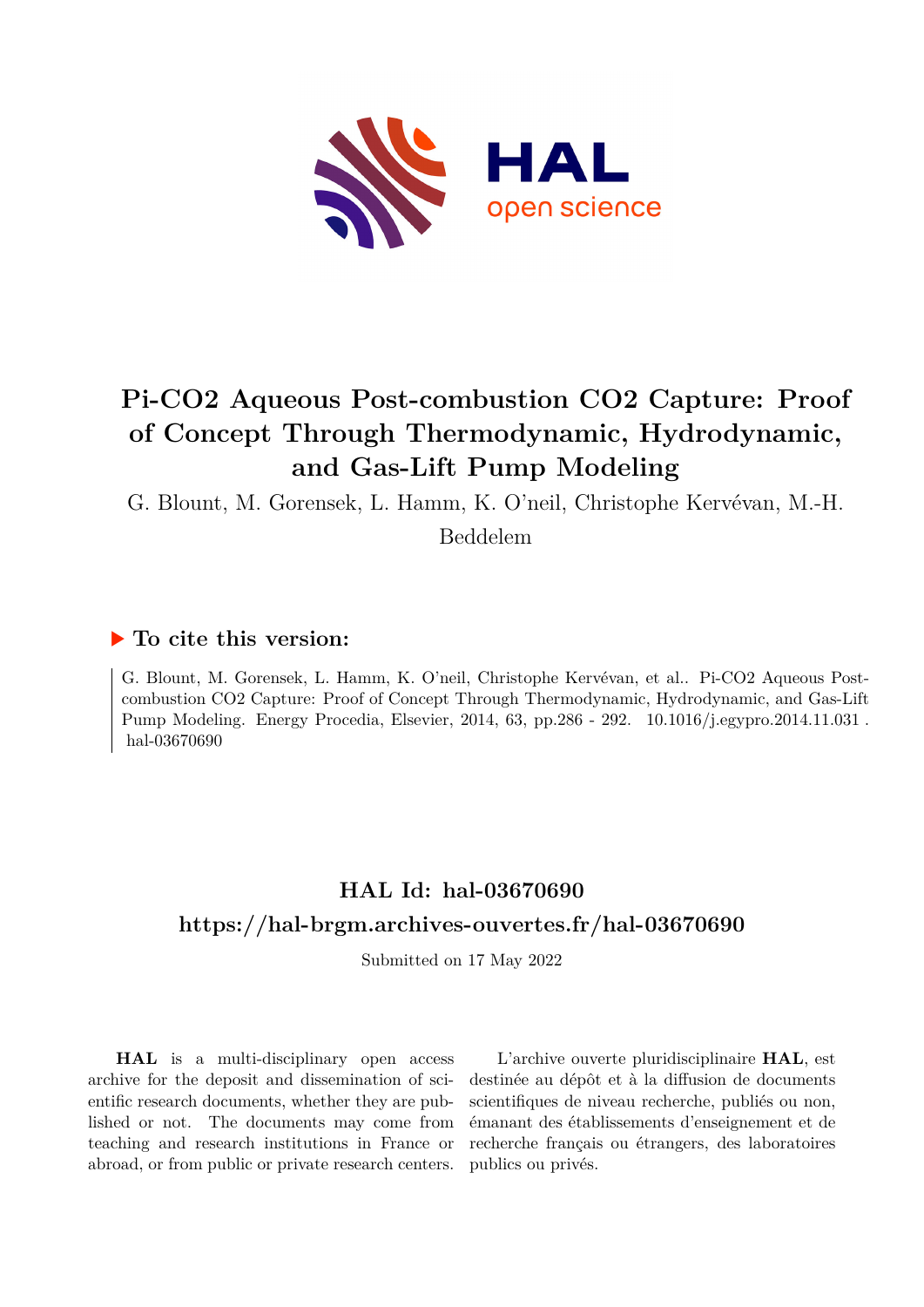# Pi-CO2 Aqueous Post-combustion CO2 Capture: Proof of Concept Through Thermodynamic, Hydrodynamic, and Gas-Lift Pump Modeling

G. Blount, M. Gorensek, L. Hamm, K. O'neil, Christophe Kervévan, M.-H. Beddelem

## ▶ To cite this version:

G. Blount, M. Gorensek, L. Hamm, K. O'neil, Christophe Kervévan, et al.. Pi-CO2 Aqueous Post-combustion CO2 Capture: Proof of Concept Through Thermodynamic, Hydrodynamic, and Gas-Lift Pump Modeling. Energy Procedia, Elsevier, 2014, 63, pp.286 - 292. 10.1016/j.egypro.2014.11.031 . hal-03670690

## HAL Id: hal-03670690

## https://hal-brgm.archives-ouvertes.fr/hal-03670690

Submitted on 17 May 2022

**HAL** is a multi-disciplinary open access archive for the deposit and dissemination of scientific research documents, whether they are published or not. The documents may come from teaching and research institutions in France or abroad, or from public or private research centers.

L'archive ouverte pluridisciplinaire **HAL**, est destinée au dépôt et à la diffusion de documents scientifiques de niveau recherche, publiés ou non, émanant des établissements d'enseignement et de recherche français ou étrangers, des laboratoires publics ou privés.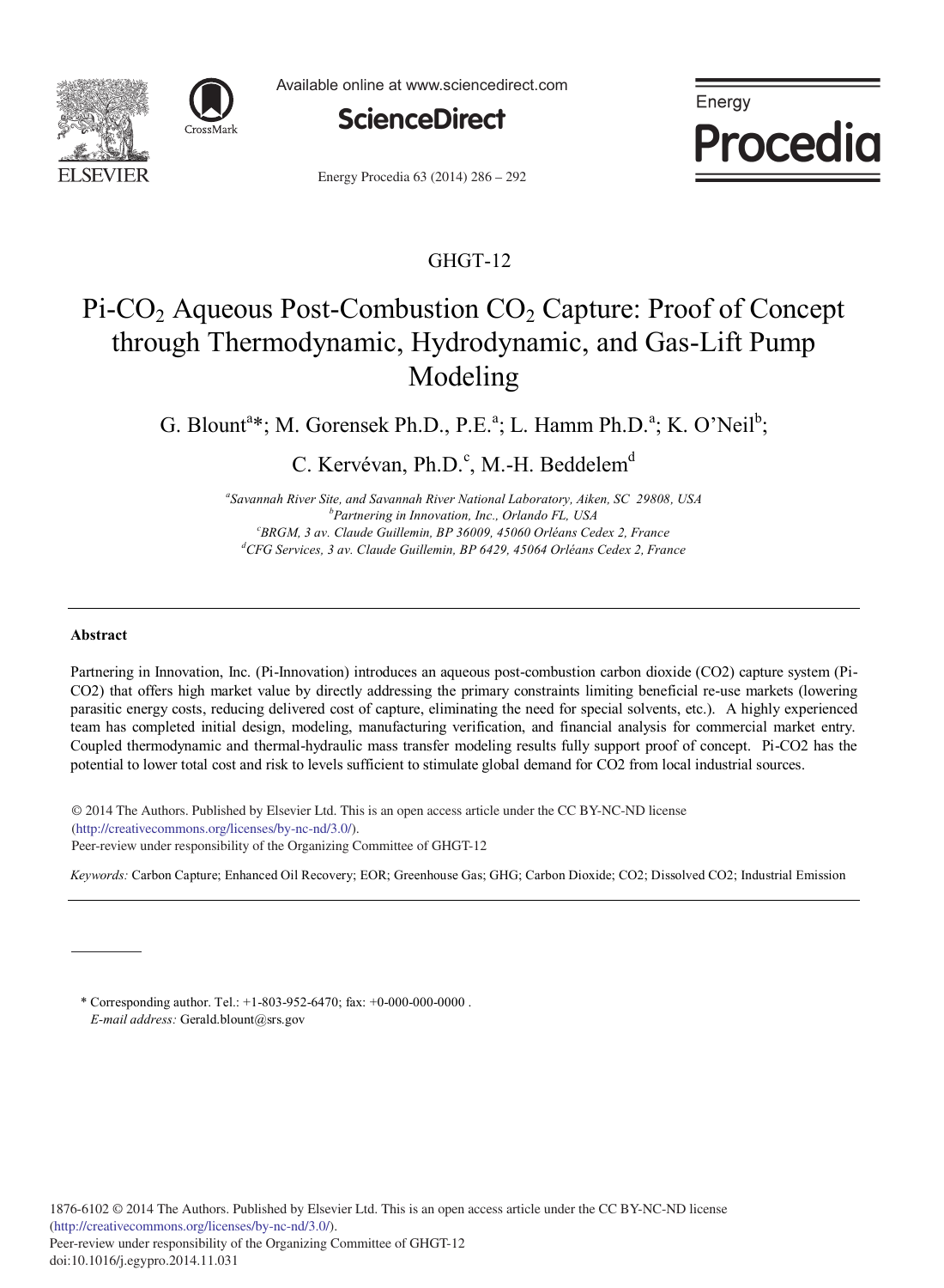GHGT-12

# Pi-$CO_2$ Aqueous Post-Combustion $CO_2$ Capture: Proof of Concept through Thermodynamic, Hydrodynamic, and Gas-Lift Pump Modeling

G. Blount[a]*; M. Gorensek Ph.D., P.E.[a]; L. Hamm Ph.D.[a]; K. O'Neil[b]; C. Kervévan, Ph.D.[c], M.-H. Beddelem[d]

[a]*Savannah River Site, and Savannah River National Laboratory, Aiken, SC 29808, USA*
[b]*Partnering in Innovation, Inc., Orlando FL, USA*
[c]*BRGM, 3 av. Claude Guillemin, BP 36009, 45060 Orléans Cedex 2, France*
[d]*CFG Services, 3 av. Claude Guillemin, BP 6429, 45064 Orléans Cedex 2, France*

---

### Abstract

Partnering in Innovation, Inc. (Pi-Innovation) introduces an aqueous post-combustion carbon dioxide (CO2) capture system (Pi-CO2) that offers high market value by directly addressing the primary constraints limiting beneficial re-use markets (lowering parasitic energy costs, reducing delivered cost of capture, eliminating the need for special solvents, etc.). A highly experienced team has completed initial design, modeling, manufacturing verification, and financial analysis for commercial market entry. Coupled thermodynamic and thermal-hydraulic mass transfer modeling results fully support proof of concept. Pi-CO2 has the potential to lower total cost and risk to levels sufficient to stimulate global demand for CO2 from local industrial sources.

© 2014 The Authors. Published by Elsevier Ltd. This is an open access article under the CC BY-NC-ND license (http://creativecommons.org/licenses/by-nc-nd/3.0/).
Peer-review under responsibility of the Organizing Committee of GHGT-12

*Keywords:* Carbon Capture; Enhanced Oil Recovery; EOR; Greenhouse Gas; GHG; Carbon Dioxide; CO2; Dissolved CO2; Industrial Emission

---

\* Corresponding author. Tel.: +1-803-952-6470; fax: +0-000-000-0000 .
*E-mail address:* Gerald.blount@srs.gov

1876-6102 © 2014 The Authors. Published by Elsevier Ltd. This is an open access article under the CC BY-NC-ND license (http://creativecommons.org/licenses/by-nc-nd/3.0/).
Peer-review under responsibility of the Organizing Committee of GHGT-12
doi:10.1016/j.egypro.2014.11.031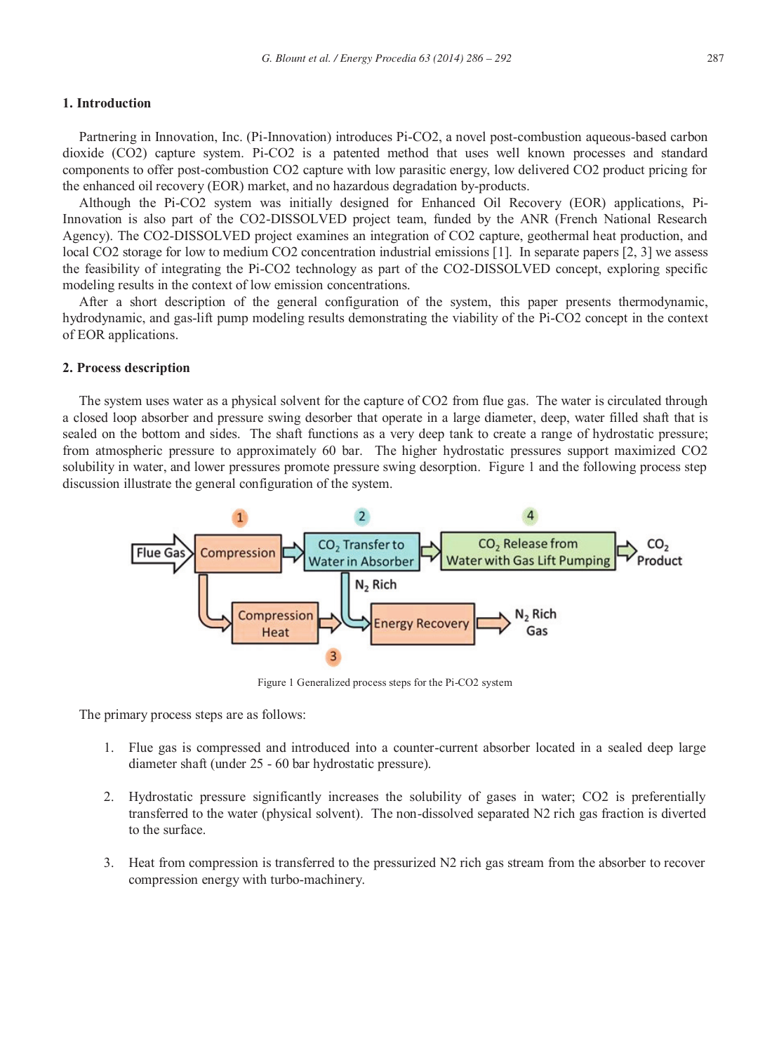## 1. Introduction

Partnering in Innovation, Inc. (Pi-Innovation) introduces Pi-CO2, a novel post-combustion aqueous-based carbon dioxide (CO2) capture system. Pi-CO2 is a patented method that uses well known processes and standard components to offer post-combustion CO2 capture with low parasitic energy, low delivered CO2 product pricing for the enhanced oil recovery (EOR) market, and no hazardous degradation by-products.

Although the Pi-CO2 system was initially designed for Enhanced Oil Recovery (EOR) applications, Pi-Innovation is also part of the CO2-DISSOLVED project team, funded by the ANR (French National Research Agency). The CO2-DISSOLVED project examines an integration of CO2 capture, geothermal heat production, and local CO2 storage for low to medium CO2 concentration industrial emissions [1]. In separate papers [2, 3] we assess the feasibility of integrating the Pi-CO2 technology as part of the CO2-DISSOLVED concept, exploring specific modeling results in the context of low emission concentrations.

After a short description of the general configuration of the system, this paper presents thermodynamic, hydrodynamic, and gas-lift pump modeling results demonstrating the viability of the Pi-CO2 concept in the context of EOR applications.

## 2. Process description

The system uses water as a physical solvent for the capture of CO2 from flue gas. The water is circulated through a closed loop absorber and pressure swing desorber that operate in a large diameter, deep, water filled shaft that is sealed on the bottom and sides. The shaft functions as a very deep tank to create a range of hydrostatic pressure; from atmospheric pressure to approximately 60 bar. The higher hydrostatic pressures support maximized CO2 solubility in water, and lower pressures promote pressure swing desorption. Figure 1 and the following process step discussion illustrate the general configuration of the system.

Figure 1 Generalized process steps for the Pi-CO2 system

The primary process steps are as follows:

1. Flue gas is compressed and introduced into a counter-current absorber located in a sealed deep large diameter shaft (under 25 - 60 bar hydrostatic pressure).

2. Hydrostatic pressure significantly increases the solubility of gases in water; CO2 is preferentially transferred to the water (physical solvent). The non-dissolved separated N2 rich gas fraction is diverted to the surface.

3. Heat from compression is transferred to the pressurized N2 rich gas stream from the absorber to recover compression energy with turbo-machinery.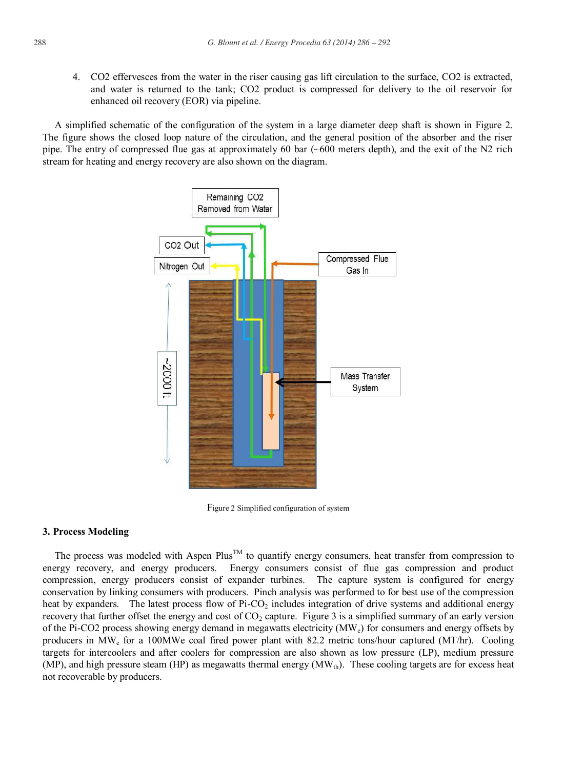4. CO2 effervesces from the water in the riser causing gas lift circulation to the surface, CO2 is extracted, and water is returned to the tank; CO2 product is compressed for delivery to the oil reservoir for enhanced oil recovery (EOR) via pipeline.

A simplified schematic of the configuration of the system in a large diameter deep shaft is shown in Figure 2. The figure shows the closed loop nature of the circulation, and the general position of the absorber and the riser pipe. The entry of compressed flue gas at approximately 60 bar (~600 meters depth), and the exit of the N2 rich stream for heating and energy recovery are also shown on the diagram.

Figure 2 Simplified configuration of system

## 3. Process Modeling

The process was modeled with Aspen Plus[TM] to quantify energy consumers, heat transfer from compression to energy recovery, and energy producers. Energy consumers consist of flue gas compression and product compression, energy producers consist of expander turbines. The capture system is configured for energy conservation by linking consumers with producers. Pinch analysis was performed to for best use of the compression heat by expanders. The latest process flow of Pi-$CO_2$ includes integration of drive systems and additional energy recovery that further offset the energy and cost of $CO_2$ capture. Figure 3 is a simplified summary of an early version of the Pi-CO2 process showing energy demand in megawatts electricity ($MW_e$) for consumers and energy offsets by producers in $MW_e$ for a 100MWe coal fired power plant with 82.2 metric tons/hour captured (MT/hr). Cooling targets for intercoolers and after coolers for compression are also shown as low pressure (LP), medium pressure (MP), and high pressure steam (HP) as megawatts thermal energy ($MW_{th}$). These cooling targets are for excess heat not recoverable by producers.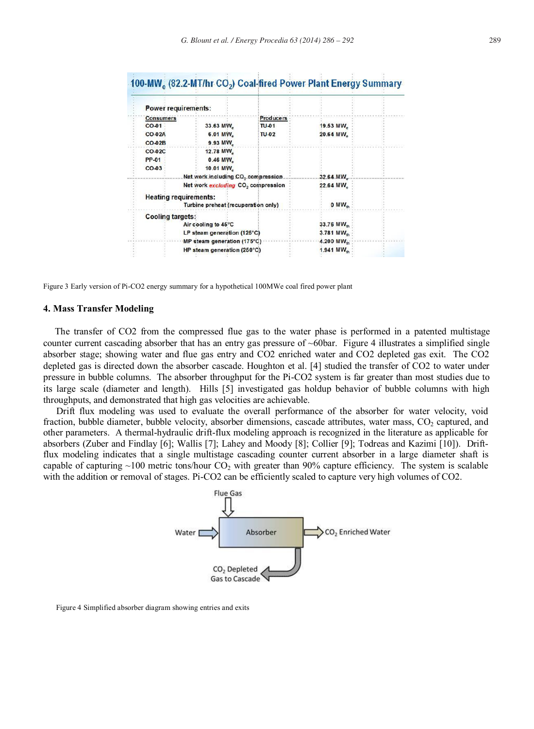**100-MW$_e$ (82.2-MT/hr $CO_2$) Coal-fired Power Plant Energy Summary**

| Power requirements: | | | |
|---|---|---|---|
| Consumers | | Producers | |
| CO-01 | 33.63 MW$_e$ | TU-01 | 19.53 MW$_e$ |
| CO-02A | 6.01 MW$_e$ | TU-02 | 20.64 MW$_e$ |
| CO-02B | 9.93 MW$_e$ | | |
| CO-02C | 12.78 MW$_e$ | | |
| PP-01 | 0.46 MW$_e$ | | |
| CO-03 | 10.01 MW$_e$ | | |
| | Net work including $CO_2$ compression | | 32.64 MW$_e$ |
| | Net work *excluding* $CO_2$ compression | | 22.64 MW$_e$ |
| **Heating requirements:** | | | |
| | Turbine preheat (recuperation only) | | 0 MW$_{th}$ |
| **Cooling targets:** | | | |
| | Air cooling to 45°C | | 33.76 MW$_{th}$ |
| | LP steam generation (125°C) | | 3.781 MW$_{th}$ |
| | MP steam generation (175°C) | | 4.200 MW$_{th}$ |
| | HP steam generation (250°C) | | 1.941 MW$_{th}$ |

Figure 3 Early version of Pi-CO2 energy summary for a hypothetical 100MWe coal fired power plant

## 4. Mass Transfer Modeling

The transfer of CO2 from the compressed flue gas to the water phase is performed in a patented multistage counter current cascading absorber that has an entry gas pressure of ~60bar. Figure 4 illustrates a simplified single absorber stage; showing water and flue gas entry and CO2 enriched water and CO2 depleted gas exit. The CO2 depleted gas is directed down the absorber cascade. Houghton et al. [4] studied the transfer of CO2 to water under pressure in bubble columns. The absorber throughput for the Pi-CO2 system is far greater than most studies due to its large scale (diameter and length). Hills [5] investigated gas holdup behavior of bubble columns with high throughputs, and demonstrated that high gas velocities are achievable.

Drift flux modeling was used to evaluate the overall performance of the absorber for water velocity, void fraction, bubble diameter, bubble velocity, absorber dimensions, cascade attributes, water mass, $CO_2$ captured, and other parameters. A thermal-hydraulic drift-flux modeling approach is recognized in the literature as applicable for absorbers (Zuber and Findlay [6]; Wallis [7]; Lahey and Moody [8]; Collier [9]; Todreas and Kazimi [10]). Drift-flux modeling indicates that a single multistage cascading counter current absorber in a large diameter shaft is capable of capturing ~100 metric tons/hour $CO_2$ with greater than 90% capture efficiency. The system is scalable with the addition or removal of stages. Pi-CO2 can be efficiently scaled to capture very high volumes of CO2.

Flue Gas

Water → Absorber → $CO_2$ Enriched Water

$CO_2$ Depleted Gas to Cascade

Figure 4 Simplified absorber diagram showing entries and exits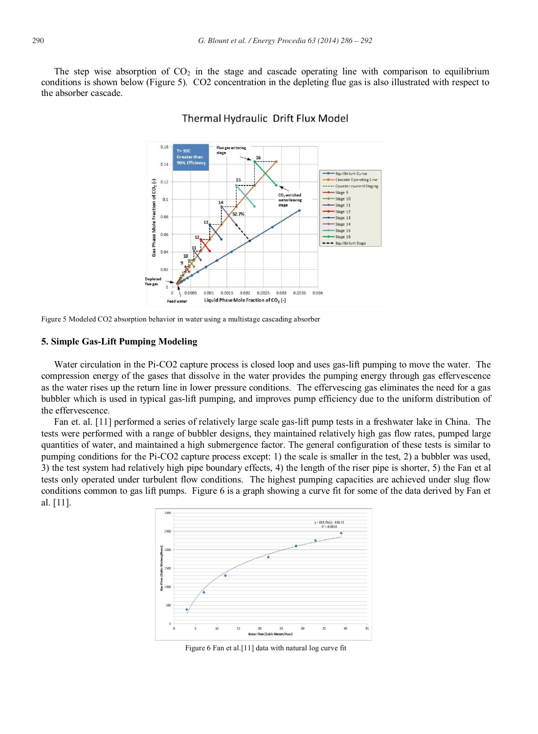The step wise absorption of $CO_2$ in the stage and cascade operating line with comparison to equilibrium conditions is shown below (Figure 5). CO2 concentration in the depleting flue gas is also illustrated with respect to the absorber cascade.

Figure 5 Modeled CO2 absorption behavior in water using a multistage cascading absorber

## 5. Simple Gas-Lift Pumping Modeling

Water circulation in the Pi-CO2 capture process is closed loop and uses gas-lift pumping to move the water. The compression energy of the gases that dissolve in the water provides the pumping energy through gas effervescence as the water rises up the return line in lower pressure conditions. The effervescing gas eliminates the need for a gas bubbler which is used in typical gas-lift pumping, and improves pump efficiency due to the uniform distribution of the effervescence.

Fan et. al. [11] performed a series of relatively large scale gas-lift pump tests in a freshwater lake in China. The tests were performed with a range of bubbler designs, they maintained relatively high gas flow rates, pumped large quantities of water, and maintained a high submergence factor. The general configuration of these tests is similar to pumping conditions for the Pi-CO2 capture process except: 1) the scale is smaller in the test, 2) a bubbler was used, 3) the test system had relatively high pipe boundary effects, 4) the length of the riser pipe is shorter, 5) the Fan et al tests only operated under turbulent flow conditions. The highest pumping capacities are achieved under slug flow conditions common to gas lift pumps. Figure 6 is a graph showing a curve fit for some of the data derived by Fan et al. [11].

Figure 6 Fan et al.[11] data with natural log curve fit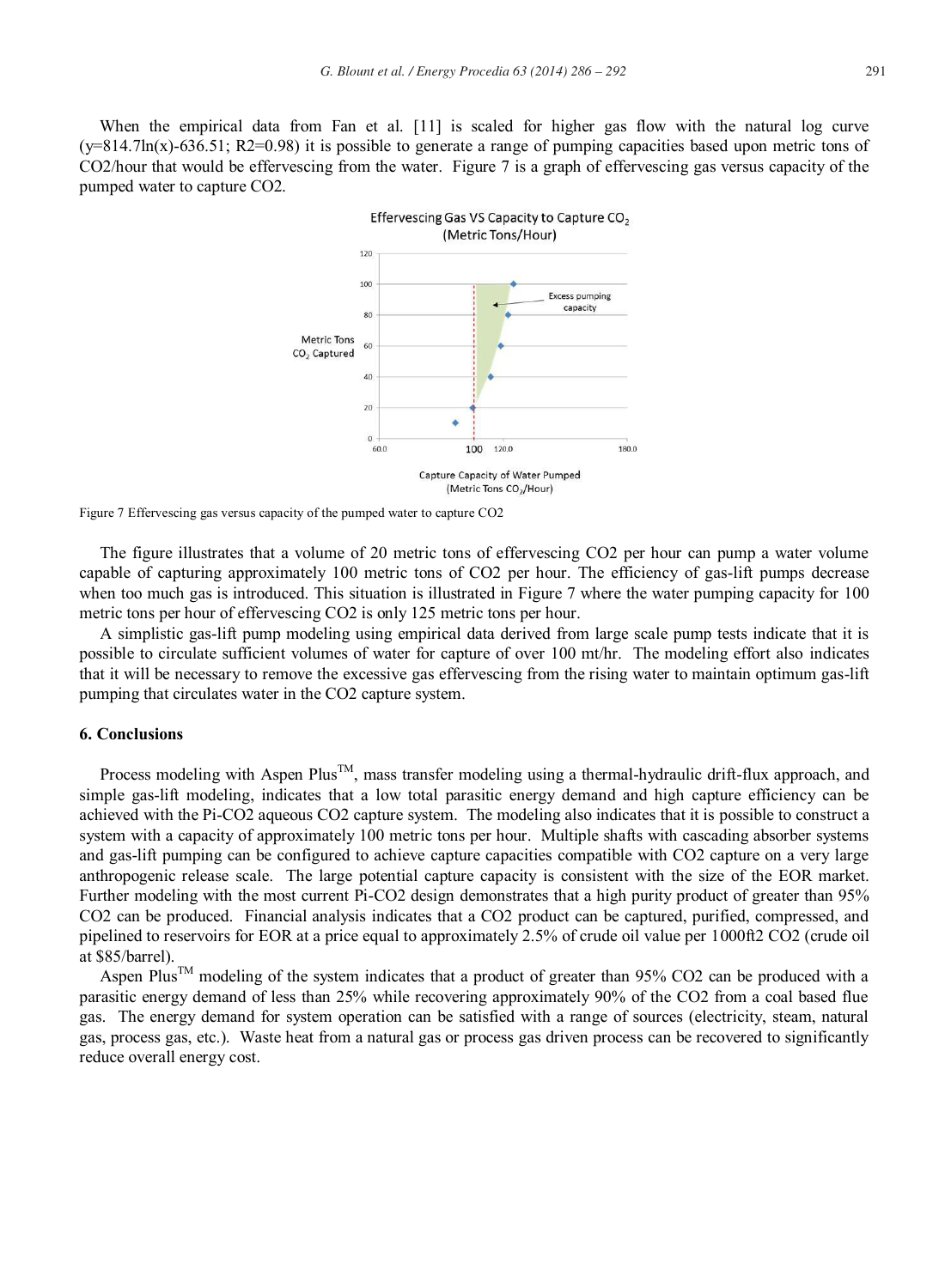When the empirical data from Fan et al. [11] is scaled for higher gas flow with the natural log curve ($y=814.7\ln(x)-636.51$; $R^2=0.98$) it is possible to generate a range of pumping capacities based upon metric tons of $CO_2$/hour that would be effervescing from the water. Figure 7 is a graph of effervescing gas versus capacity of the pumped water to capture $CO_2$.

Figure 7 Effervescing gas versus capacity of the pumped water to capture $CO_2$

The figure illustrates that a volume of 20 metric tons of effervescing $CO_2$ per hour can pump a water volume capable of capturing approximately 100 metric tons of $CO_2$ per hour. The efficiency of gas-lift pumps decrease when too much gas is introduced. This situation is illustrated in Figure 7 where the water pumping capacity for 100 metric tons per hour of effervescing $CO_2$ is only 125 metric tons per hour.

A simplistic gas-lift pump modeling using empirical data derived from large scale pump tests indicate that it is possible to circulate sufficient volumes of water for capture of over 100 mt/hr. The modeling effort also indicates that it will be necessary to remove the excessive gas effervescing from the rising water to maintain optimum gas-lift pumping that circulates water in the $CO_2$ capture system.

## 6. Conclusions

Process modeling with Aspen Plus™, mass transfer modeling using a thermal-hydraulic drift-flux approach, and simple gas-lift modeling, indicates that a low total parasitic energy demand and high capture efficiency can be achieved with the Pi-$CO_2$ aqueous $CO_2$ capture system. The modeling also indicates that it is possible to construct a system with a capacity of approximately 100 metric tons per hour. Multiple shafts with cascading absorber systems and gas-lift pumping can be configured to achieve capture capacities compatible with $CO_2$ capture on a very large anthropogenic release scale. The large potential capture capacity is consistent with the size of the EOR market. Further modeling with the most current Pi-$CO_2$ design demonstrates that a high purity product of greater than 95% $CO_2$ can be produced. Financial analysis indicates that a $CO_2$ product can be captured, purified, compressed, and pipelined to reservoirs for EOR at a price equal to approximately 2.5% of crude oil value per 1000ft2 $CO_2$ (crude oil at $85/barrel).

Aspen Plus™ modeling of the system indicates that a product of greater than 95% $CO_2$ can be produced with a parasitic energy demand of less than 25% while recovering approximately 90% of the $CO_2$ from a coal based flue gas. The energy demand for system operation can be satisfied with a range of sources (electricity, steam, natural gas, process gas, etc.). Waste heat from a natural gas or process gas driven process can be recovered to significantly reduce overall energy cost.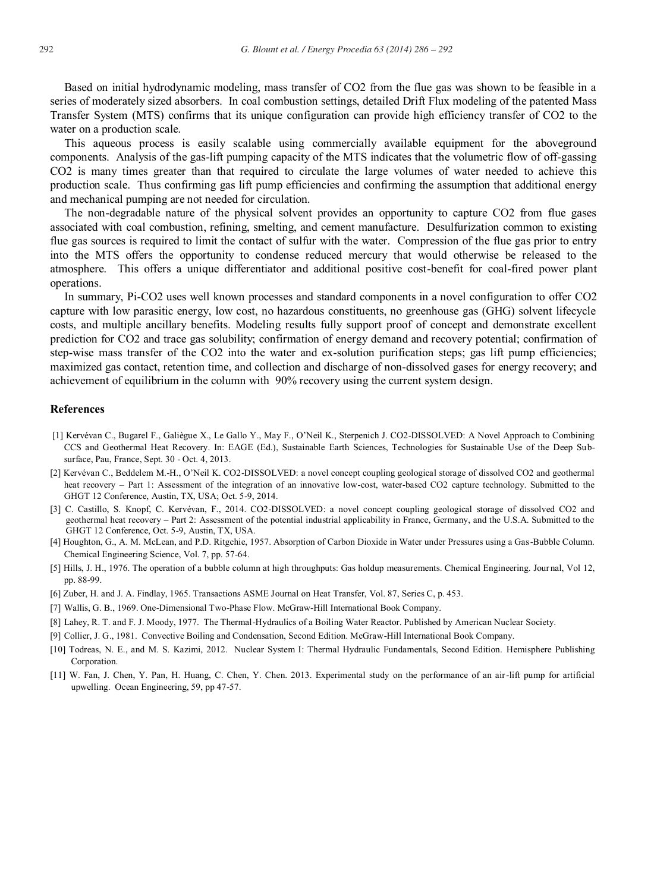Based on initial hydrodynamic modeling, mass transfer of CO2 from the flue gas was shown to be feasible in a series of moderately sized absorbers. In coal combustion settings, detailed Drift Flux modeling of the patented Mass Transfer System (MTS) confirms that its unique configuration can provide high efficiency transfer of CO2 to the water on a production scale.

This aqueous process is easily scalable using commercially available equipment for the aboveground components. Analysis of the gas-lift pumping capacity of the MTS indicates that the volumetric flow of off-gassing CO2 is many times greater than that required to circulate the large volumes of water needed to achieve this production scale. Thus confirming gas lift pump efficiencies and confirming the assumption that additional energy and mechanical pumping are not needed for circulation.

The non-degradable nature of the physical solvent provides an opportunity to capture CO2 from flue gases associated with coal combustion, refining, smelting, and cement manufacture. Desulfurization common to existing flue gas sources is required to limit the contact of sulfur with the water. Compression of the flue gas prior to entry into the MTS offers the opportunity to condense reduced mercury that would otherwise be released to the atmosphere. This offers a unique differentiator and additional positive cost-benefit for coal-fired power plant operations.

In summary, Pi-CO2 uses well known processes and standard components in a novel configuration to offer CO2 capture with low parasitic energy, low cost, no hazardous constituents, no greenhouse gas (GHG) solvent lifecycle costs, and multiple ancillary benefits. Modeling results fully support proof of concept and demonstrate excellent prediction for CO2 and trace gas solubility; confirmation of energy demand and recovery potential; confirmation of step-wise mass transfer of the CO2 into the water and ex-solution purification steps; gas lift pump efficiencies; maximized gas contact, retention time, and collection and discharge of non-dissolved gases for energy recovery; and achievement of equilibrium in the column with 90% recovery using the current system design.

## References

[1] Kervévan C., Bugarel F., Galiègue X., Le Gallo Y., May F., O'Neil K., Sterpenich J. CO2-DISSOLVED: A Novel Approach to Combining CCS and Geothermal Heat Recovery. In: EAGE (Ed.), Sustainable Earth Sciences, Technologies for Sustainable Use of the Deep Sub-surface, Pau, France, Sept. 30 - Oct. 4, 2013.

[2] Kervévan C., Beddelem M.-H., O'Neil K. CO2-DISSOLVED: a novel concept coupling geological storage of dissolved CO2 and geothermal heat recovery – Part 1: Assessment of the integration of an innovative low-cost, water-based CO2 capture technology. Submitted to the GHGT 12 Conference, Austin, TX, USA; Oct. 5-9, 2014.

[3] C. Castillo, S. Knopf, C. Kervévan, F., 2014. CO2-DISSOLVED: a novel concept coupling geological storage of dissolved CO2 and geothermal heat recovery – Part 2: Assessment of the potential industrial applicability in France, Germany, and the U.S.A. Submitted to the GHGT 12 Conference, Oct. 5-9, Austin, TX, USA.

[4] Houghton, G., A. M. McLean, and P.D. Ritgchie, 1957. Absorption of Carbon Dioxide in Water under Pressures using a Gas-Bubble Column. Chemical Engineering Science, Vol. 7, pp. 57-64.

[5] Hills, J. H., 1976. The operation of a bubble column at high throughputs: Gas holdup measurements. Chemical Engineering. Journal, Vol 12, pp. 88-99.

[6] Zuber, H. and J. A. Findlay, 1965. Transactions ASME Journal on Heat Transfer, Vol. 87, Series C, p. 453.

[7] Wallis, G. B., 1969. One-Dimensional Two-Phase Flow. McGraw-Hill International Book Company.

[8] Lahey, R. T. and F. J. Moody, 1977. The Thermal-Hydraulics of a Boiling Water Reactor. Published by American Nuclear Society.

[9] Collier, J. G., 1981. Convective Boiling and Condensation, Second Edition. McGraw-Hill International Book Company.

[10] Todreas, N. E., and M. S. Kazimi, 2012. Nuclear System I: Thermal Hydraulic Fundamentals, Second Edition. Hemisphere Publishing Corporation.

[11] W. Fan, J. Chen, Y. Pan, H. Huang, C. Chen, Y. Chen. 2013. Experimental study on the performance of an air-lift pump for artificial upwelling. Ocean Engineering, 59, pp 47-57.